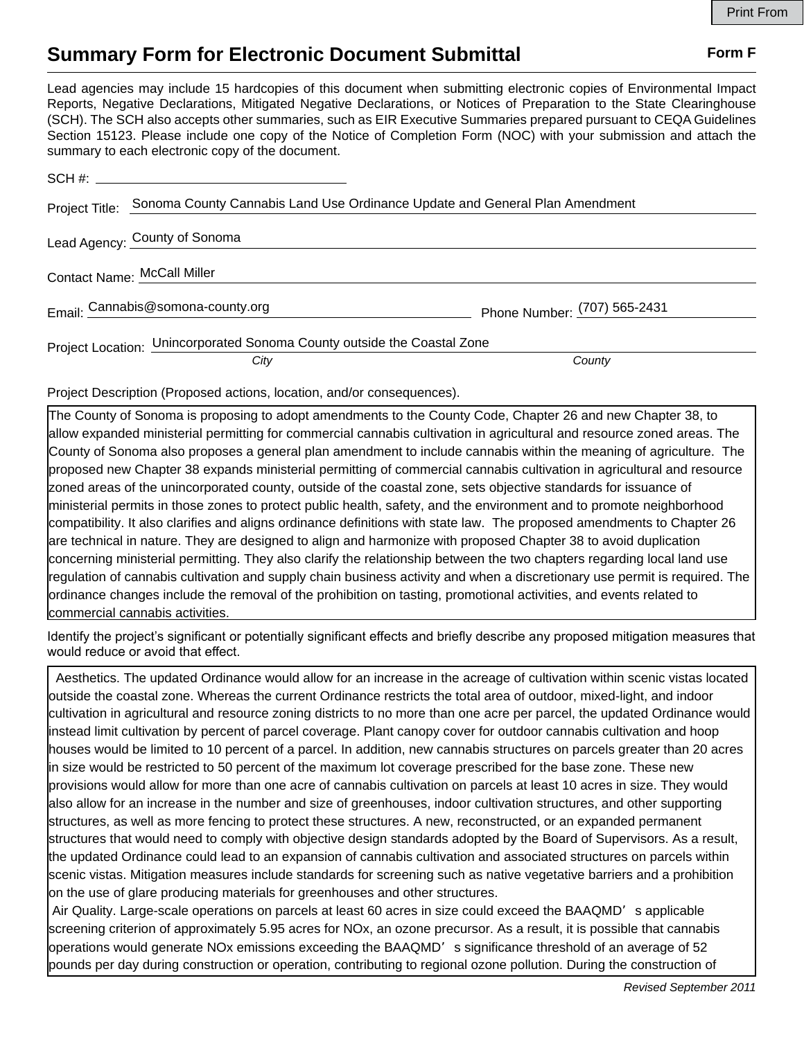Print From

# Summary Form for Electronic Document Submittal

**Form F**

Lead agencies may include 15 hardcopies of this document when submitting electronic copies of Environmental Impact Reports, Negative Declarations, Mitigated Negative Declarations, or Notices of Preparation to the State Clearinghouse (SCH). The SCH also accepts other summaries, such as EIR Executive Summaries prepared pursuant to CEQA Guidelines Section 15123. Please include one copy of the Notice of Completion Form (NOC) with your submission and attach the summary to each electronic copy of the document.

SCH #: 

Project Title: Sonoma County Cannabis Land Use Ordinance Update and General Plan Amendment

Lead Agency: County of Sonoma

Contact Name: McCall Miller

Email: Cannabis@somona-county.org

Phone Number: (707) 565-2431

Project Location: Unincorporated Sonoma County outside the Coastal Zone

*City* *County*

Project Description (Proposed actions, location, and/or consequences).

The County of Sonoma is proposing to adopt amendments to the County Code, Chapter 26 and new Chapter 38, to allow expanded ministerial permitting for commercial cannabis cultivation in agricultural and resource zoned areas. The County of Sonoma also proposes a general plan amendment to include cannabis within the meaning of agriculture. The proposed new Chapter 38 expands ministerial permitting of commercial cannabis cultivation in agricultural and resource zoned areas of the unincorporated county, outside of the coastal zone, sets objective standards for issuance of ministerial permits in those zones to protect public health, safety, and the environment and to promote neighborhood compatibility. It also clarifies and aligns ordinance definitions with state law. The proposed amendments to Chapter 26 are technical in nature. They are designed to align and harmonize with proposed Chapter 38 to avoid duplication concerning ministerial permitting. They also clarify the relationship between the two chapters regarding local land use regulation of cannabis cultivation and supply chain business activity and when a discretionary use permit is required. The ordinance changes include the removal of the prohibition on tasting, promotional activities, and events related to commercial cannabis activities.

Identify the project's significant or potentially significant effects and briefly describe any proposed mitigation measures that would reduce or avoid that effect.

Aesthetics. The updated Ordinance would allow for an increase in the acreage of cultivation within scenic vistas located outside the coastal zone. Whereas the current Ordinance restricts the total area of outdoor, mixed-light, and indoor cultivation in agricultural and resource zoning districts to no more than one acre per parcel, the updated Ordinance would instead limit cultivation by percent of parcel coverage. Plant canopy cover for outdoor cannabis cultivation and hoop houses would be limited to 10 percent of a parcel. In addition, new cannabis structures on parcels greater than 20 acres in size would be restricted to 50 percent of the maximum lot coverage prescribed for the base zone. These new provisions would allow for more than one acre of cannabis cultivation on parcels at least 10 acres in size. They would also allow for an increase in the number and size of greenhouses, indoor cultivation structures, and other supporting structures, as well as more fencing to protect these structures. A new, reconstructed, or an expanded permanent structures that would need to comply with objective design standards adopted by the Board of Supervisors. As a result, the updated Ordinance could lead to an expansion of cannabis cultivation and associated structures on parcels within scenic vistas. Mitigation measures include standards for screening such as native vegetative barriers and a prohibition on the use of glare producing materials for greenhouses and other structures.

Air Quality. Large-scale operations on parcels at least 60 acres in size could exceed the BAAQMD's applicable screening criterion of approximately 5.95 acres for NOx, an ozone precursor. As a result, it is possible that cannabis operations would generate NOx emissions exceeding the BAAQMD's significance threshold of an average of 52 pounds per day during construction or operation, contributing to regional ozone pollution. During the construction of

*Revised September 2011*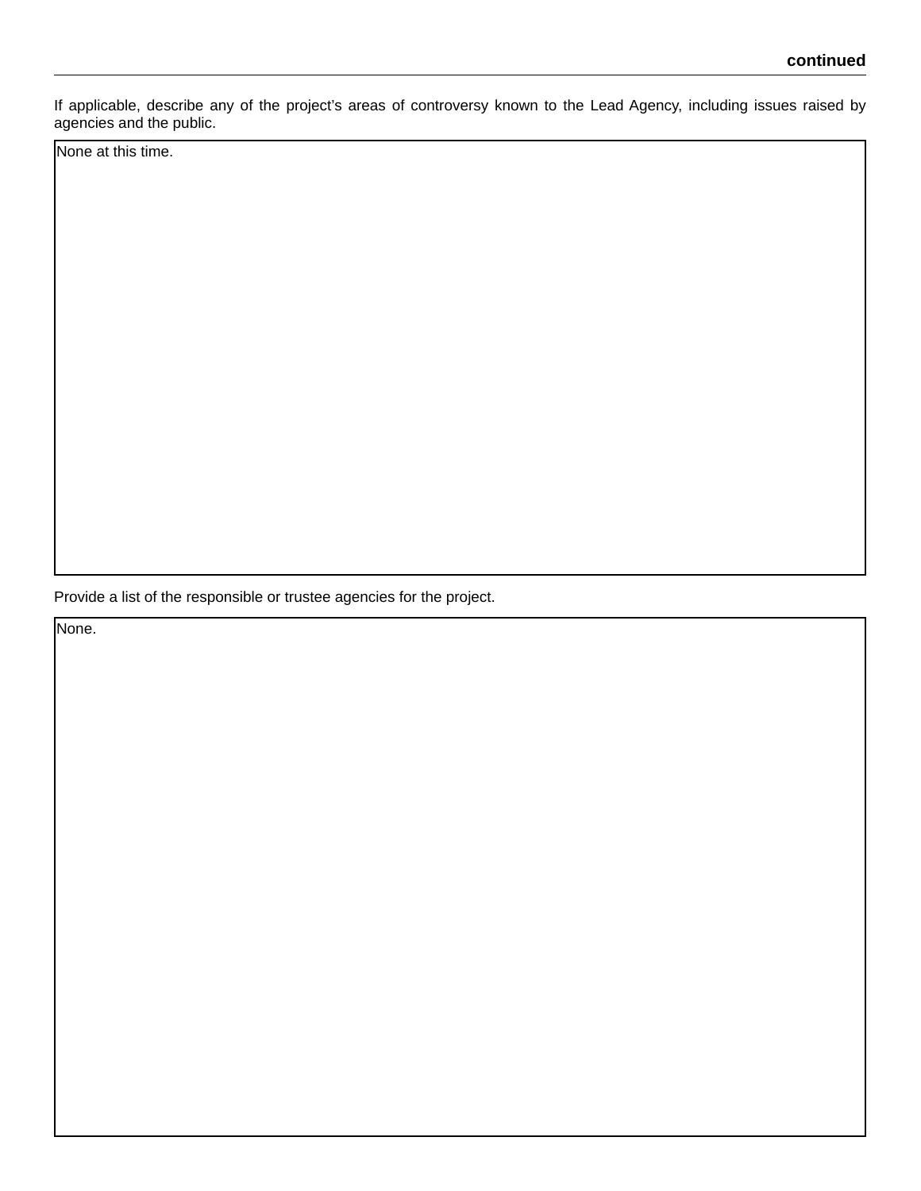**continued**

If applicable, describe any of the project's areas of controversy known to the Lead Agency, including issues raised by agencies and the public.

None at this time.

Provide a list of the responsible or trustee agencies for the project.

None.